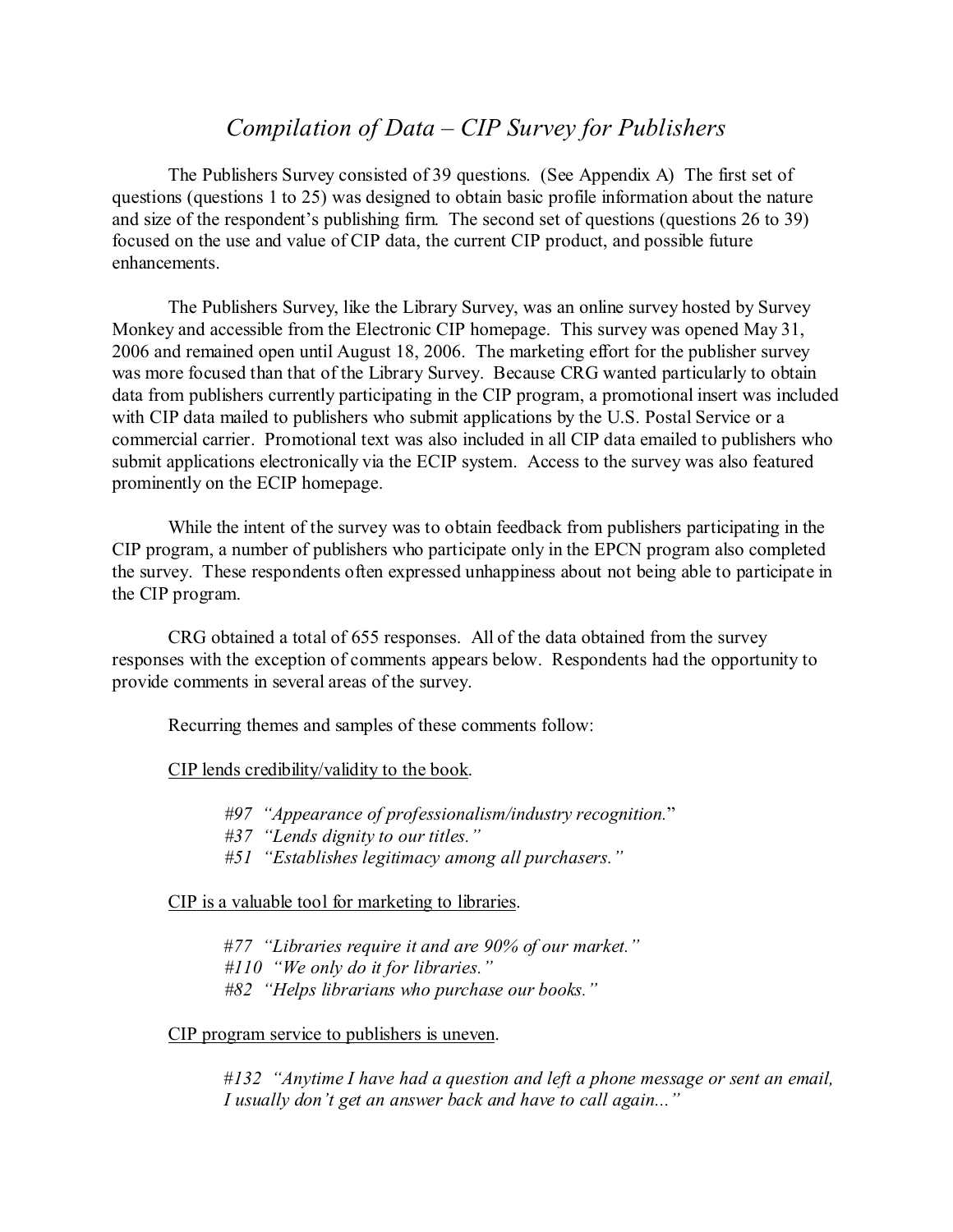# *Compilation of Data – CIP Survey for Publishers*

The Publishers Survey consisted of 39 questions. (See Appendix A) The first set of questions (questions 1 to 25) was designed to obtain basic profile information about the nature and size of the respondent's publishing firm. The second set of questions (questions 26 to 39) focused on the use and value of CIP data, the current CIP product, and possible future enhancements.

The Publishers Survey, like the Library Survey, was an online survey hosted by Survey Monkey and accessible from the Electronic CIP homepage. This survey was opened May 31, 2006 and remained open until August 18, 2006. The marketing effort for the publisher survey was more focused than that of the Library Survey. Because CRG wanted particularly to obtain data from publishers currently participating in the CIP program, a promotional insert was included with CIP data mailed to publishers who submit applications by the U.S. Postal Service or a commercial carrier. Promotional text was also included in all CIP data emailed to publishers who submit applications electronically via the ECIP system. Access to the survey was also featured prominently on the ECIP homepage.

While the intent of the survey was to obtain feedback from publishers participating in the CIP program, a number of publishers who participate only in the EPCN program also completed the survey. These respondents often expressed unhappiness about not being able to participate in the CIP program.

CRG obtained a total of 655 responses. All of the data obtained from the survey responses with the exception of comments appears below. Respondents had the opportunity to provide comments in several areas of the survey.

Recurring themes and samples of these comments follow:

<u>CIP lends credibility/validity to the book</u>.

> *#97 "Appearance of professionalism/industry recognition."*
> *#37 "Lends dignity to our titles."*
> *#51 "Establishes legitimacy among all purchasers."*

<u>CIP is a valuable tool for marketing to libraries</u>.

> *#77 "Libraries require it and are 90% of our market."*
> *#110 "We only do it for libraries."*
> *#82 "Helps librarians who purchase our books."*

<u>CIP program service to publishers is uneven</u>.

> *#132 "Anytime I have had a question and left a phone message or sent an email, I usually don't get an answer back and have to call again..."*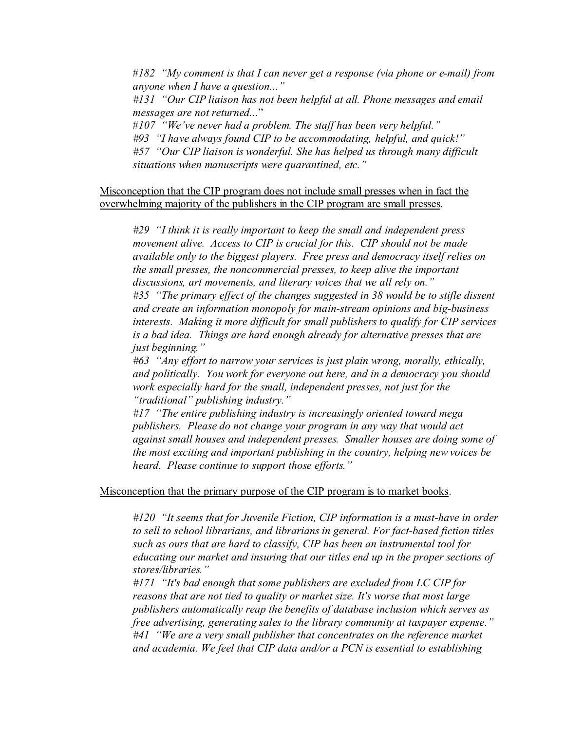*#182 "My comment is that I can never get a response (via phone or e-mail) from anyone when I have a question..."*
*#131 "Our CIP liaison has not been helpful at all. Phone messages and email messages are not returned..."*
*#107 "We've never had a problem. The staff has been very helpful."*
*#93 "I have always found CIP to be accommodating, helpful, and quick!"*
*#57 "Our CIP liaison is wonderful. She has helped us through many difficult situations when manuscripts were quarantined, etc."*

<u>Misconception that the CIP program does not include small presses when in fact the overwhelming majority of the publishers in the CIP program are small presses</u>.

*#29 "I think it is really important to keep the small and independent press movement alive. Access to CIP is crucial for this. CIP should not be made available only to the biggest players. Free press and democracy itself relies on the small presses, the noncommercial presses, to keep alive the important discussions, art movements, and literary voices that we all rely on."*
*#35 "The primary effect of the changes suggested in 38 would be to stifle dissent and create an information monopoly for main-stream opinions and big-business interests. Making it more difficult for small publishers to qualify for CIP services is a bad idea. Things are hard enough already for alternative presses that are just beginning."*
*#63 "Any effort to narrow your services is just plain wrong, morally, ethically, and politically. You work for everyone out here, and in a democracy you should work especially hard for the small, independent presses, not just for the "traditional" publishing industry."*
*#17 "The entire publishing industry is increasingly oriented toward mega publishers. Please do not change your program in any way that would act against small houses and independent presses. Smaller houses are doing some of the most exciting and important publishing in the country, helping new voices be heard. Please continue to support those efforts."*

<u>Misconception that the primary purpose of the CIP program is to market books</u>.

*#120 "It seems that for Juvenile Fiction, CIP information is a must-have in order to sell to school librarians, and librarians in general. For fact-based fiction titles such as ours that are hard to classify, CIP has been an instrumental tool for educating our market and insuring that our titles end up in the proper sections of stores/libraries."*
*#171 "It's bad enough that some publishers are excluded from LC CIP for reasons that are not tied to quality or market size. It's worse that most large publishers automatically reap the benefits of database inclusion which serves as free advertising, generating sales to the library community at taxpayer expense."*
*#41 "We are a very small publisher that concentrates on the reference market and academia. We feel that CIP data and/or a PCN is essential to establishing*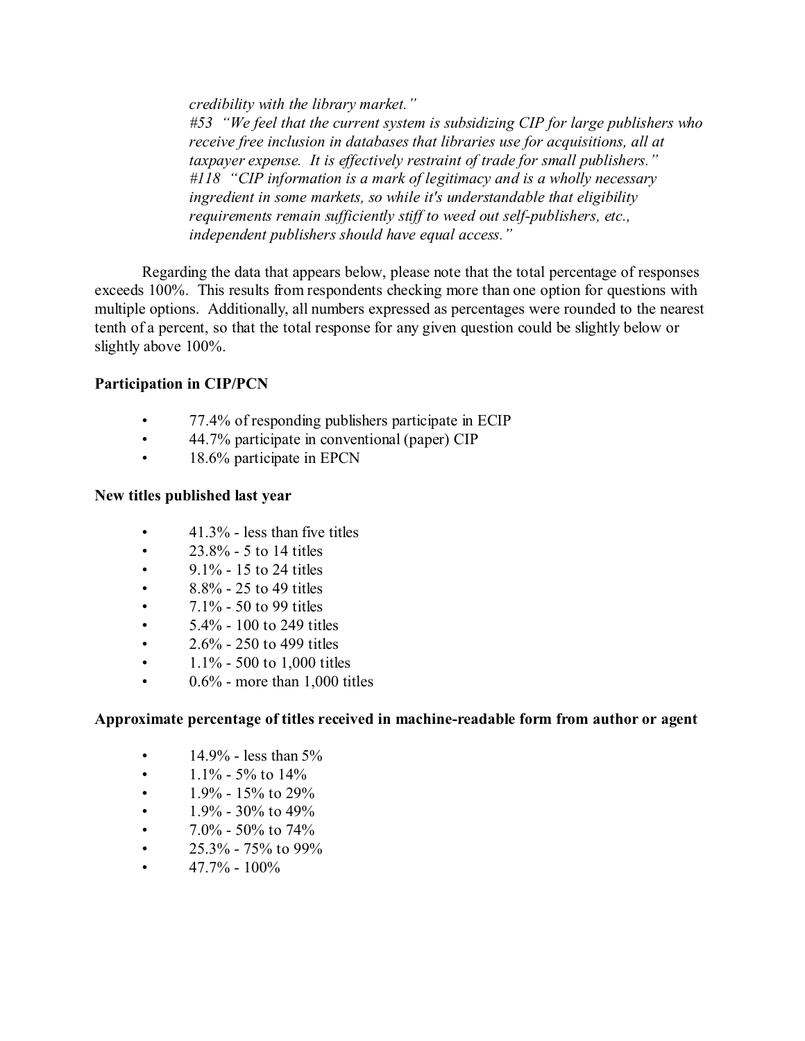*credibility with the library market."*
*#53 "We feel that the current system is subsidizing CIP for large publishers who receive free inclusion in databases that libraries use for acquisitions, all at taxpayer expense. It is effectively restraint of trade for small publishers."*
*#118 "CIP information is a mark of legitimacy and is a wholly necessary ingredient in some markets, so while it's understandable that eligibility requirements remain sufficiently stiff to weed out self-publishers, etc., independent publishers should have equal access."*

Regarding the data that appears below, please note that the total percentage of responses exceeds 100%. This results from respondents checking more than one option for questions with multiple options. Additionally, all numbers expressed as percentages were rounded to the nearest tenth of a percent, so that the total response for any given question could be slightly below or slightly above 100%.

**Participation in CIP/PCN**

- 77.4% of responding publishers participate in ECIP
- 44.7% participate in conventional (paper) CIP
- 18.6% participate in EPCN

**New titles published last year**

- 41.3% - less than five titles
- 23.8% - 5 to 14 titles
- 9.1% - 15 to 24 titles
- 8.8% - 25 to 49 titles
- 7.1% - 50 to 99 titles
- 5.4% - 100 to 249 titles
- 2.6% - 250 to 499 titles
- 1.1% - 500 to 1,000 titles
- 0.6% - more than 1,000 titles

**Approximate percentage of titles received in machine-readable form from author or agent**

- 14.9% - less than 5%
- 1.1% - 5% to 14%
- 1.9% - 15% to 29%
- 1.9% - 30% to 49%
- 7.0% - 50% to 74%
- 25.3% - 75% to 99%
- 47.7% - 100%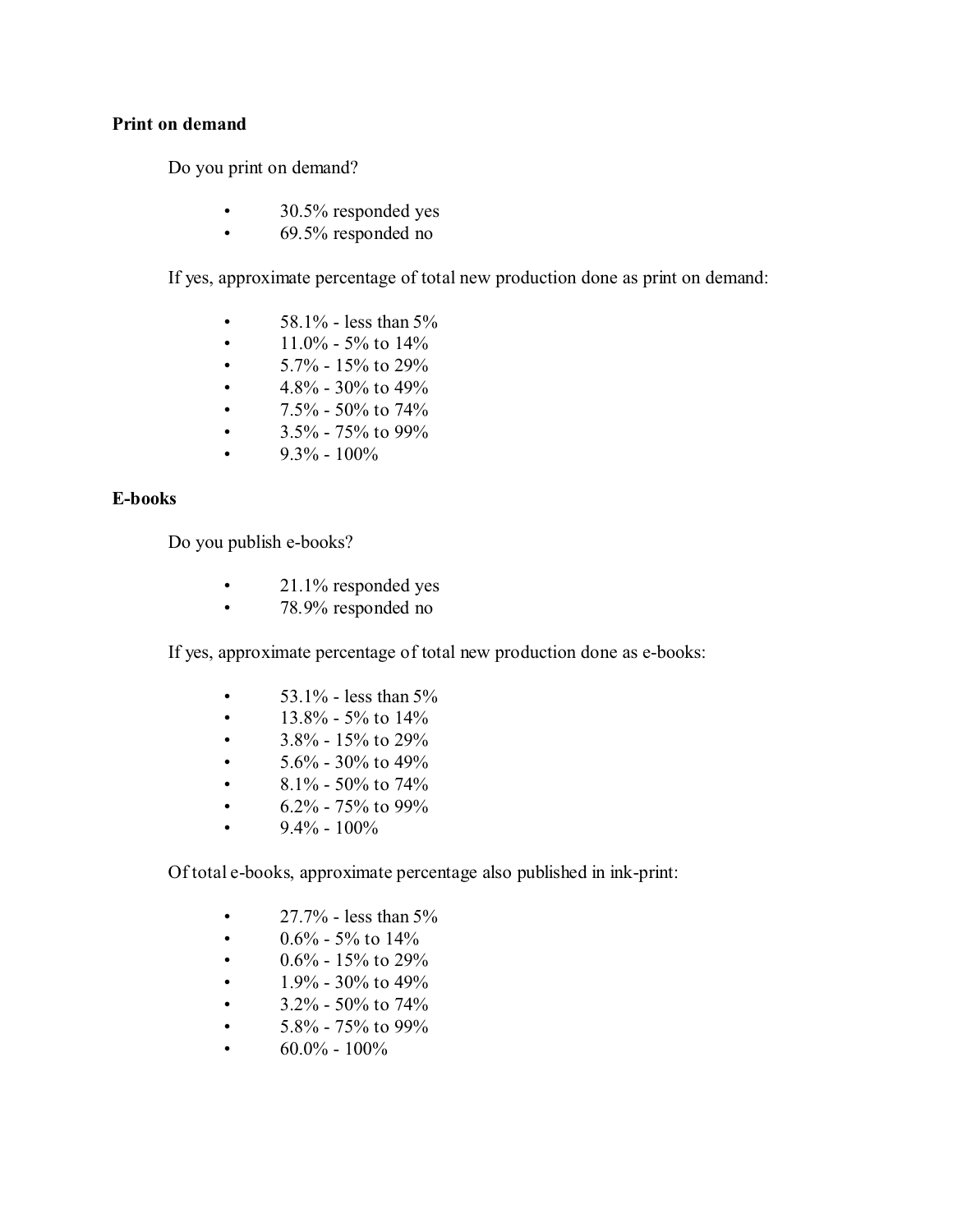**Print on demand**

Do you print on demand?

- 30.5% responded yes
- 69.5% responded no

If yes, approximate percentage of total new production done as print on demand:

- 58.1% - less than 5%
- 11.0% - 5% to 14%
- 5.7% - 15% to 29%
- 4.8% - 30% to 49%
- 7.5% - 50% to 74%
- 3.5% - 75% to 99%
- 9.3% - 100%

**E-books**

Do you publish e-books?

- 21.1% responded yes
- 78.9% responded no

If yes, approximate percentage of total new production done as e-books:

- 53.1% - less than 5%
- 13.8% - 5% to 14%
- 3.8% - 15% to 29%
- 5.6% - 30% to 49%
- 8.1% - 50% to 74%
- 6.2% - 75% to 99%
- 9.4% - 100%

Of total e-books, approximate percentage also published in ink-print:

- 27.7% - less than 5%
- 0.6% - 5% to 14%
- 0.6% - 15% to 29%
- 1.9% - 30% to 49%
- 3.2% - 50% to 74%
- 5.8% - 75% to 99%
- 60.0% - 100%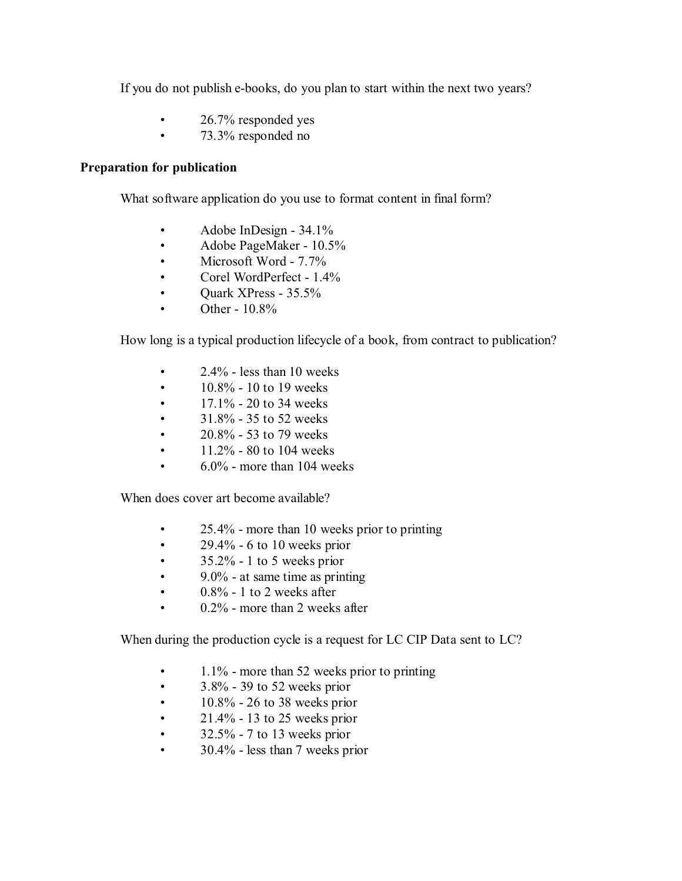If you do not publish e-books, do you plan to start within the next two years?

- 26.7% responded yes
- 73.3% responded no

**Preparation for publication**

What software application do you use to format content in final form?

- Adobe InDesign - 34.1%
- Adobe PageMaker - 10.5%
- Microsoft Word - 7.7%
- Corel WordPerfect - 1.4%
- Quark XPress - 35.5%
- Other - 10.8%

How long is a typical production lifecycle of a book, from contract to publication?

- 2.4% - less than 10 weeks
- 10.8% - 10 to 19 weeks
- 17.1% - 20 to 34 weeks
- 31.8% - 35 to 52 weeks
- 20.8% - 53 to 79 weeks
- 11.2% - 80 to 104 weeks
- 6.0% - more than 104 weeks

When does cover art become available?

- 25.4% - more than 10 weeks prior to printing
- 29.4% - 6 to 10 weeks prior
- 35.2% - 1 to 5 weeks prior
- 9.0% - at same time as printing
- 0.8% - 1 to 2 weeks after
- 0.2% - more than 2 weeks after

When during the production cycle is a request for LC CIP Data sent to LC?

- 1.1% - more than 52 weeks prior to printing
- 3.8% - 39 to 52 weeks prior
- 10.8% - 26 to 38 weeks prior
- 21.4% - 13 to 25 weeks prior
- 32.5% - 7 to 13 weeks prior
- 30.4% - less than 7 weeks prior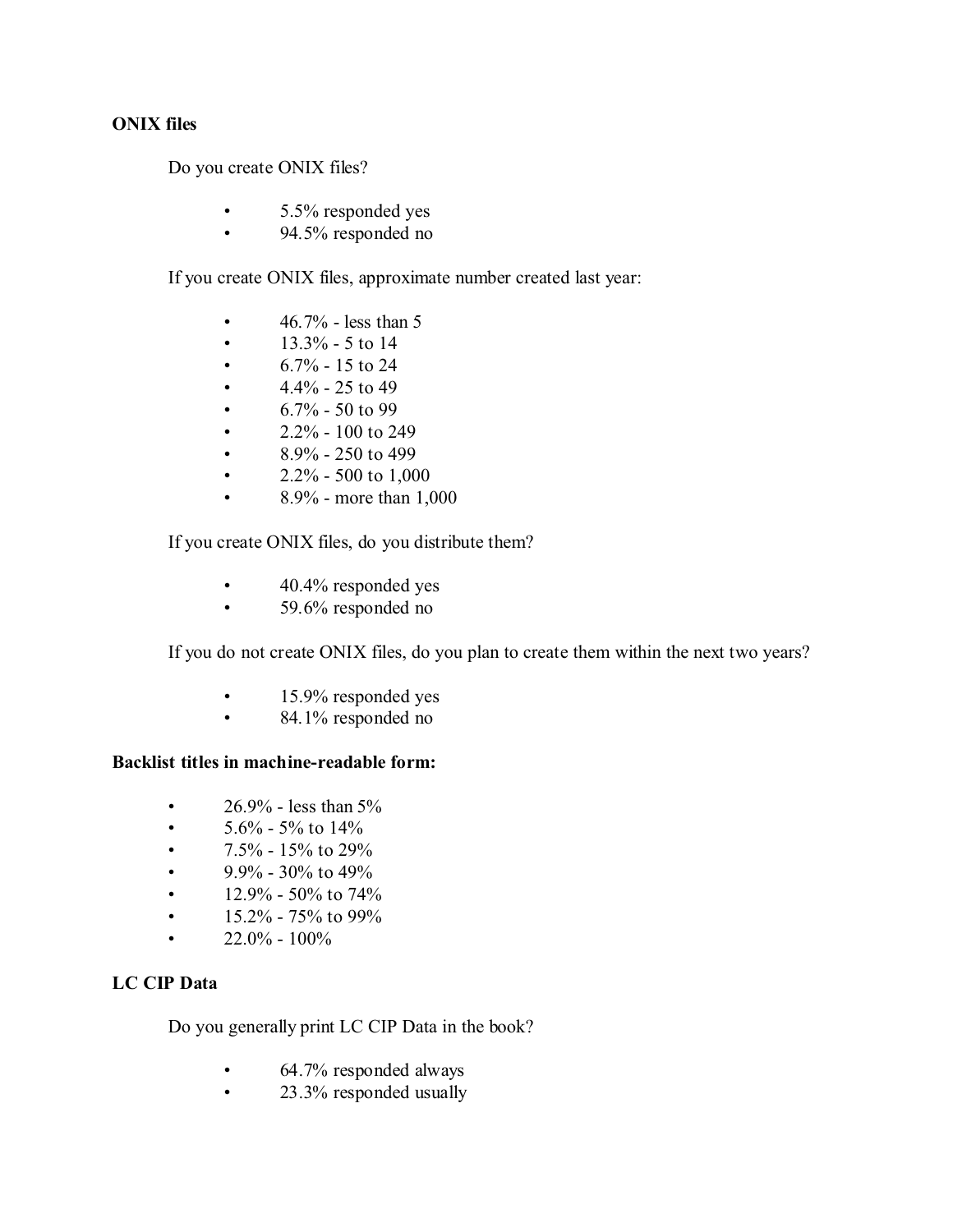**ONIX files**

Do you create ONIX files?

- 5.5% responded yes
- 94.5% responded no

If you create ONIX files, approximate number created last year:

- 46.7% - less than 5
- 13.3% - 5 to 14
- 6.7% - 15 to 24
- 4.4% - 25 to 49
- 6.7% - 50 to 99
- 2.2% - 100 to 249
- 8.9% - 250 to 499
- 2.2% - 500 to 1,000
- 8.9% - more than 1,000

If you create ONIX files, do you distribute them?

- 40.4% responded yes
- 59.6% responded no

If you do not create ONIX files, do you plan to create them within the next two years?

- 15.9% responded yes
- 84.1% responded no

**Backlist titles in machine-readable form:**

- 26.9% - less than 5%
- 5.6% - 5% to 14%
- 7.5% - 15% to 29%
- 9.9% - 30% to 49%
- 12.9% - 50% to 74%
- 15.2% - 75% to 99%
- 22.0% - 100%

**LC CIP Data**

Do you generally print LC CIP Data in the book?

- 64.7% responded always
- 23.3% responded usually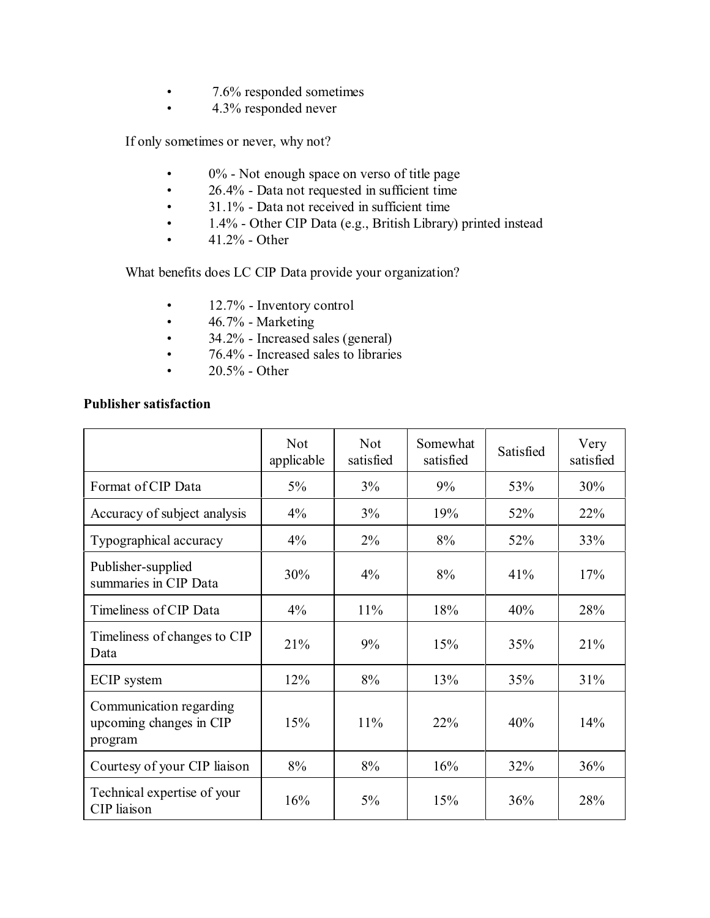- 7.6% responded sometimes
- 4.3% responded never

If only sometimes or never, why not?

- 0% - Not enough space on verso of title page
- 26.4% - Data not requested in sufficient time
- 31.1% - Data not received in sufficient time
- 1.4% - Other CIP Data (e.g., British Library) printed instead
- 41.2% - Other

What benefits does LC CIP Data provide your organization?

- 12.7% - Inventory control
- 46.7% - Marketing
- 34.2% - Increased sales (general)
- 76.4% - Increased sales to libraries
- 20.5% - Other

**Publisher satisfaction**

| | Not applicable | Not satisfied | Somewhat satisfied | Satisfied | Very satisfied |
|---|---|---|---|---|---|
| Format of CIP Data | 5% | 3% | 9% | 53% | 30% |
| Accuracy of subject analysis | 4% | 3% | 19% | 52% | 22% |
| Typographical accuracy | 4% | 2% | 8% | 52% | 33% |
| Publisher-supplied summaries in CIP Data | 30% | 4% | 8% | 41% | 17% |
| Timeliness of CIP Data | 4% | 11% | 18% | 40% | 28% |
| Timeliness of changes to CIP Data | 21% | 9% | 15% | 35% | 21% |
| ECIP system | 12% | 8% | 13% | 35% | 31% |
| Communication regarding upcoming changes in CIP program | 15% | 11% | 22% | 40% | 14% |
| Courtesy of your CIP liaison | 8% | 8% | 16% | 32% | 36% |
| Technical expertise of your CIP liaison | 16% | 5% | 15% | 36% | 28% |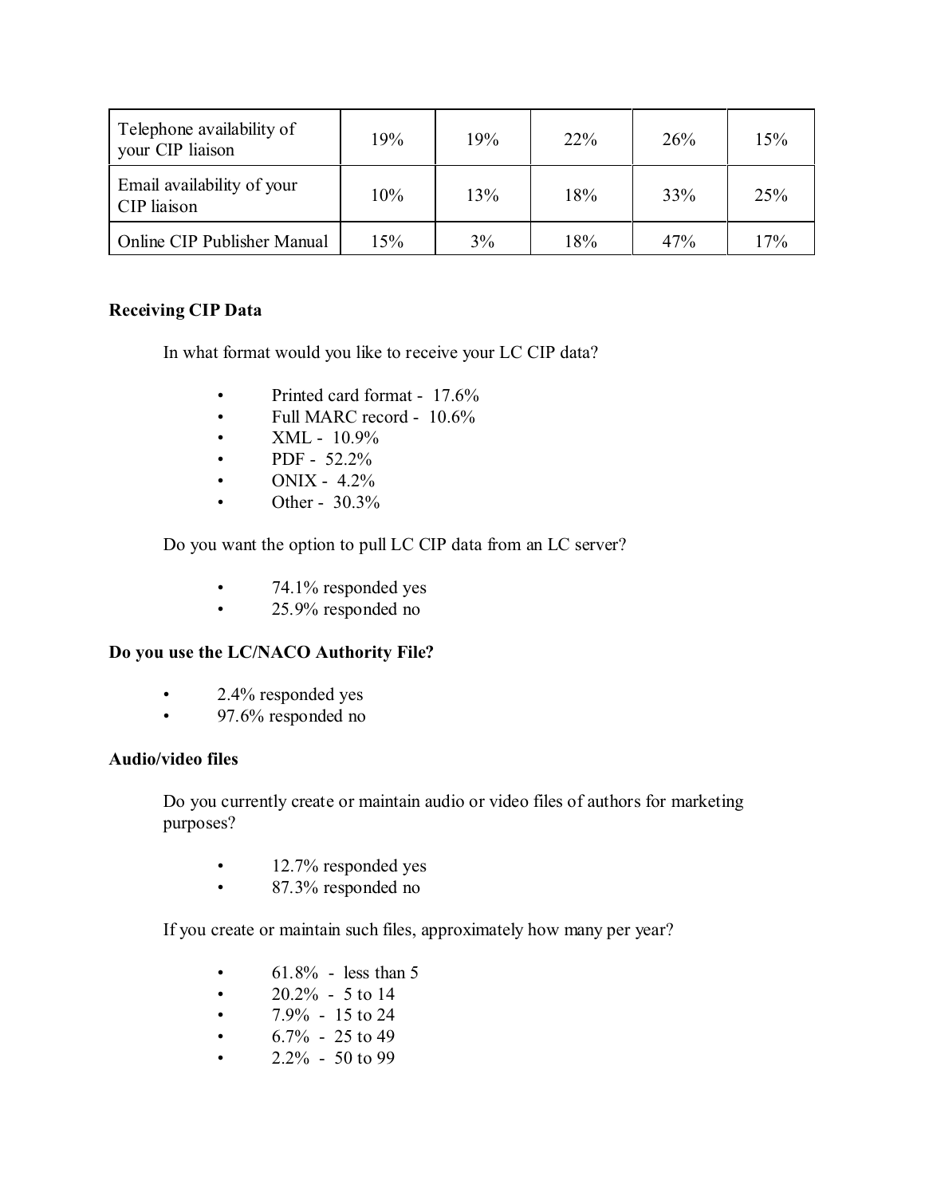| | | | | | |
|---|---|---|---|---|---|
| Telephone availability of your CIP liaison | 19% | 19% | 22% | 26% | 15% |
| Email availability of your CIP liaison | 10% | 13% | 18% | 33% | 25% |
| Online CIP Publisher Manual | 15% | 3% | 18% | 47% | 17% |

**Receiving CIP Data**

In what format would you like to receive your LC CIP data?

- Printed card format - 17.6%
- Full MARC record - 10.6%
- XML - 10.9%
- PDF - 52.2%
- ONIX - 4.2%
- Other - 30.3%

Do you want the option to pull LC CIP data from an LC server?

- 74.1% responded yes
- 25.9% responded no

**Do you use the LC/NACO Authority File?**

- 2.4% responded yes
- 97.6% responded no

**Audio/video files**

Do you currently create or maintain audio or video files of authors for marketing purposes?

- 12.7% responded yes
- 87.3% responded no

If you create or maintain such files, approximately how many per year?

- 61.8% - less than 5
- 20.2% - 5 to 14
- 7.9% - 15 to 24
- 6.7% - 25 to 49
- 2.2% - 50 to 99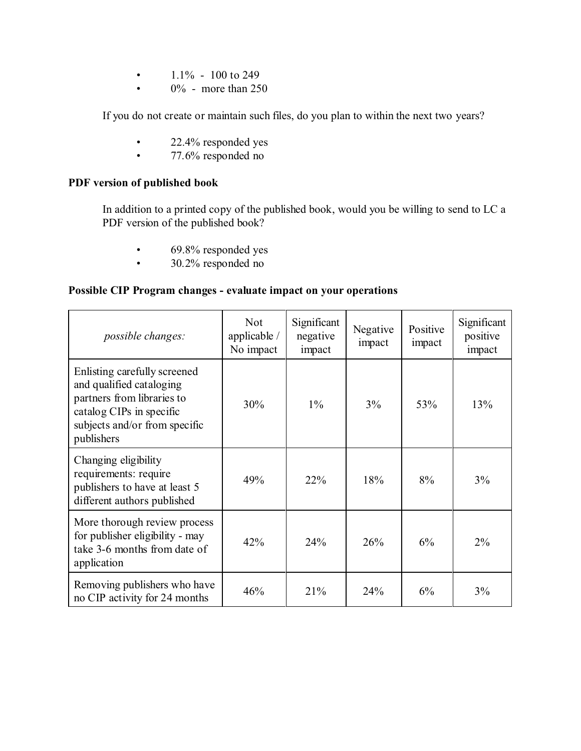- 1.1% - 100 to 249
- 0% - more than 250

If you do not create or maintain such files, do you plan to within the next two years?

- 22.4% responded yes
- 77.6% responded no

**PDF version of published book**

In addition to a printed copy of the published book, would you be willing to send to LC a PDF version of the published book?

- 69.8% responded yes
- 30.2% responded no

**Possible CIP Program changes - evaluate impact on your operations**

| *possible changes:* | Not applicable / No impact | Significant negative impact | Negative impact | Positive impact | Significant positive impact |
|---|---|---|---|---|---|
| Enlisting carefully screened and qualified cataloging partners from libraries to catalog CIPs in specific subjects and/or from specific publishers | 30% | 1% | 3% | 53% | 13% |
| Changing eligibility requirements: require publishers to have at least 5 different authors published | 49% | 22% | 18% | 8% | 3% |
| More thorough review process for publisher eligibility - may take 3-6 months from date of application | 42% | 24% | 26% | 6% | 2% |
| Removing publishers who have no CIP activity for 24 months | 46% | 21% | 24% | 6% | 3% |